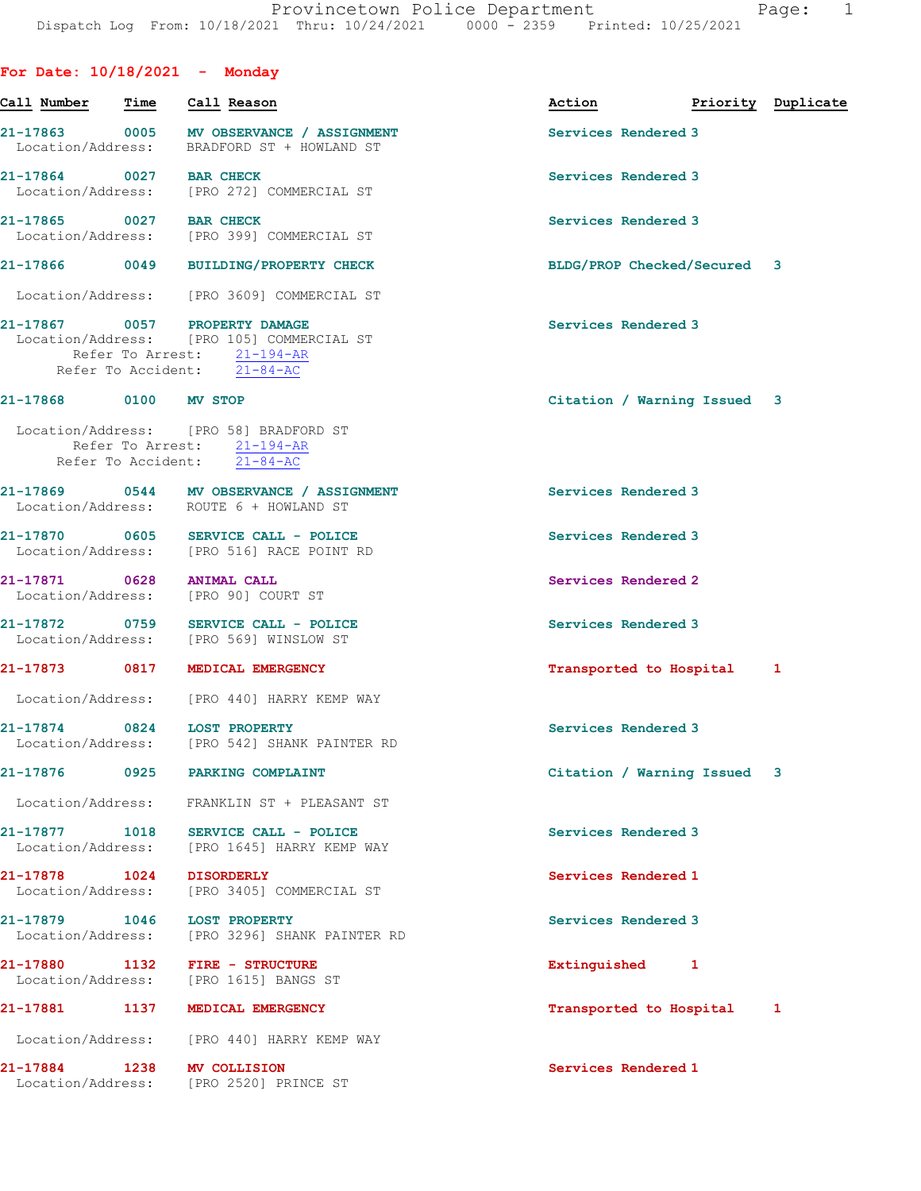Provincetown Police Department
Dispatch Log From: 10/18/2021 Thru: 10/24/2021 0000 - 2359 Printed: 10/25/2021

## For Date: 10/18/2021 - Monday

| Call Number | Time | Call Reason | Action | Priority | Duplicate |
|---|---|---|---|---|---|
| 21-17863 | 0005 | MV OBSERVANCE / ASSIGNMENT | Services Rendered | 3 | |
| Location/Address: | | BRADFORD ST + HOWLAND ST | | | |
| 21-17864 | 0027 | BAR CHECK | Services Rendered | 3 | |
| Location/Address: | | [PRO 272] COMMERCIAL ST | | | |
| 21-17865 | 0027 | BAR CHECK | Services Rendered | 3 | |
| Location/Address: | | [PRO 399] COMMERCIAL ST | | | |
| 21-17866 | 0049 | BUILDING/PROPERTY CHECK | BLDG/PROP Checked/Secured | 3 | |
| Location/Address: | | [PRO 3609] COMMERCIAL ST | | | |
| 21-17867 | 0057 | PROPERTY DAMAGE | Services Rendered | 3 | |
| Location/Address: | | [PRO 105] COMMERCIAL ST | | | |
| Refer To Arrest: | | 21-194-AR | | | |
| Refer To Accident: | | 21-84-AC | | | |
| 21-17868 | 0100 | MV STOP | Citation / Warning Issued | 3 | |
| Location/Address: | | [PRO 58] BRADFORD ST | | | |
| Refer To Arrest: | | 21-194-AR | | | |
| Refer To Accident: | | 21-84-AC | | | |
| 21-17869 | 0544 | MV OBSERVANCE / ASSIGNMENT | Services Rendered | 3 | |
| Location/Address: | | ROUTE 6 + HOWLAND ST | | | |
| 21-17870 | 0605 | SERVICE CALL - POLICE | Services Rendered | 3 | |
| Location/Address: | | [PRO 516] RACE POINT RD | | | |
| 21-17871 | 0628 | ANIMAL CALL | Services Rendered | 2 | |
| Location/Address: | | [PRO 90] COURT ST | | | |
| 21-17872 | 0759 | SERVICE CALL - POLICE | Services Rendered | 3 | |
| Location/Address: | | [PRO 569] WINSLOW ST | | | |
| 21-17873 | 0817 | MEDICAL EMERGENCY | Transported to Hospital | 1 | |
| Location/Address: | | [PRO 440] HARRY KEMP WAY | | | |
| 21-17874 | 0824 | LOST PROPERTY | Services Rendered | 3 | |
| Location/Address: | | [PRO 542] SHANK PAINTER RD | | | |
| 21-17876 | 0925 | PARKING COMPLAINT | Citation / Warning Issued | 3 | |
| Location/Address: | | FRANKLIN ST + PLEASANT ST | | | |
| 21-17877 | 1018 | SERVICE CALL - POLICE | Services Rendered | 3 | |
| Location/Address: | | [PRO 1645] HARRY KEMP WAY | | | |
| 21-17878 | 1024 | DISORDERLY | Services Rendered | 1 | |
| Location/Address: | | [PRO 3405] COMMERCIAL ST | | | |
| 21-17879 | 1046 | LOST PROPERTY | Services Rendered | 3 | |
| Location/Address: | | [PRO 3296] SHANK PAINTER RD | | | |
| 21-17880 | 1132 | FIRE - STRUCTURE | Extinguished | 1 | |
| Location/Address: | | [PRO 1615] BANGS ST | | | |
| 21-17881 | 1137 | MEDICAL EMERGENCY | Transported to Hospital | 1 | |
| Location/Address: | | [PRO 440] HARRY KEMP WAY | | | |
| 21-17884 | 1238 | MV COLLISION | Services Rendered | 1 | |
| Location/Address: | | [PRO 2520] PRINCE ST | | | |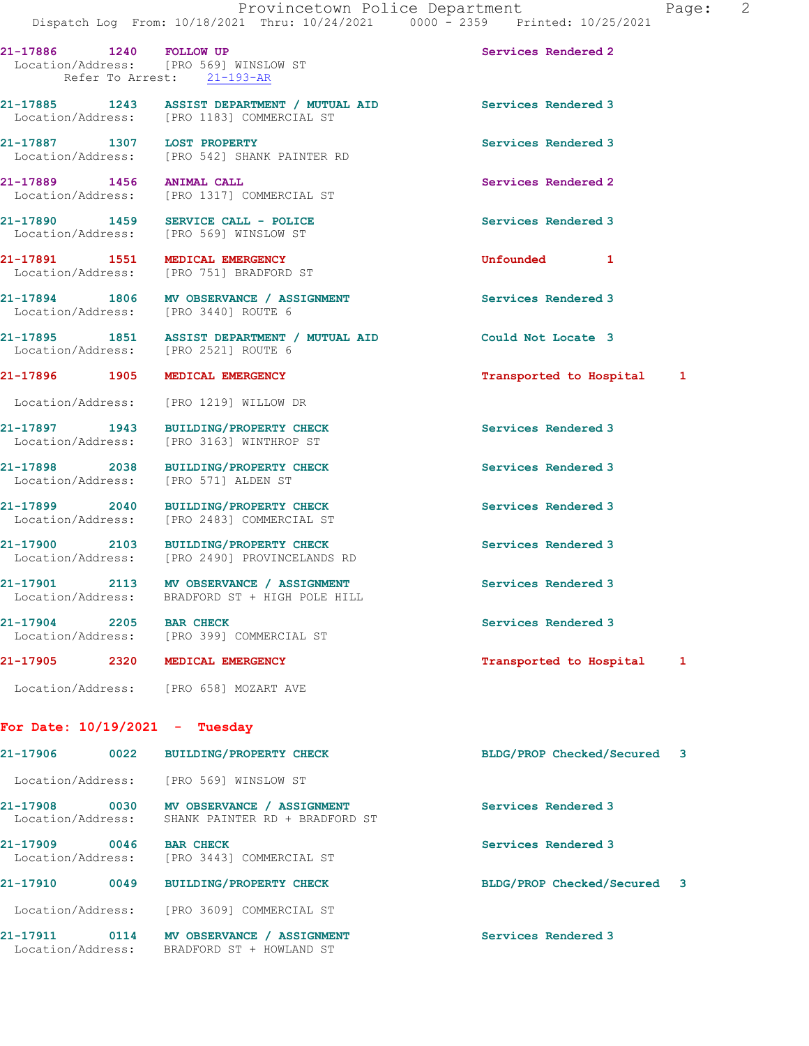21-17886 1240 FOLLOW UP Services Rendered 2
Location/Address: [PRO 569] WINSLOW ST
Refer To Arrest: 21-193-AR

21-17885 1243 ASSIST DEPARTMENT / MUTUAL AID Services Rendered 3
Location/Address: [PRO 1183] COMMERCIAL ST

21-17887 1307 LOST PROPERTY Services Rendered 3
Location/Address: [PRO 542] SHANK PAINTER RD

21-17889 1456 ANIMAL CALL Services Rendered 2
Location/Address: [PRO 1317] COMMERCIAL ST

21-17890 1459 SERVICE CALL - POLICE Services Rendered 3
Location/Address: [PRO 569] WINSLOW ST

21-17891 1551 MEDICAL EMERGENCY Unfounded 1
Location/Address: [PRO 751] BRADFORD ST

21-17894 1806 MV OBSERVANCE / ASSIGNMENT Services Rendered 3
Location/Address: [PRO 3440] ROUTE 6

21-17895 1851 ASSIST DEPARTMENT / MUTUAL AID Could Not Locate 3
Location/Address: [PRO 2521] ROUTE 6

21-17896 1905 MEDICAL EMERGENCY Transported to Hospital 1
Location/Address: [PRO 1219] WILLOW DR

21-17897 1943 BUILDING/PROPERTY CHECK Services Rendered 3
Location/Address: [PRO 3163] WINTHROP ST

21-17898 2038 BUILDING/PROPERTY CHECK Services Rendered 3
Location/Address: [PRO 571] ALDEN ST

21-17899 2040 BUILDING/PROPERTY CHECK Services Rendered 3
Location/Address: [PRO 2483] COMMERCIAL ST

21-17900 2103 BUILDING/PROPERTY CHECK Services Rendered 3
Location/Address: [PRO 2490] PROVINCELANDS RD

21-17901 2113 MV OBSERVANCE / ASSIGNMENT Services Rendered 3
Location/Address: BRADFORD ST + HIGH POLE HILL

21-17904 2205 BAR CHECK Services Rendered 3
Location/Address: [PRO 399] COMMERCIAL ST

21-17905 2320 MEDICAL EMERGENCY Transported to Hospital 1
Location/Address: [PRO 658] MOZART AVE

**For Date: 10/19/2021 - Tuesday**

21-17906 0022 BUILDING/PROPERTY CHECK BLDG/PROP Checked/Secured 3
Location/Address: [PRO 569] WINSLOW ST

21-17908 0030 MV OBSERVANCE / ASSIGNMENT Services Rendered 3
Location/Address: SHANK PAINTER RD + BRADFORD ST

21-17909 0046 BAR CHECK Services Rendered 3
Location/Address: [PRO 3443] COMMERCIAL ST

21-17910 0049 BUILDING/PROPERTY CHECK BLDG/PROP Checked/Secured 3
Location/Address: [PRO 3609] COMMERCIAL ST

21-17911 0114 MV OBSERVANCE / ASSIGNMENT Services Rendered 3
Location/Address: BRADFORD ST + HOWLAND ST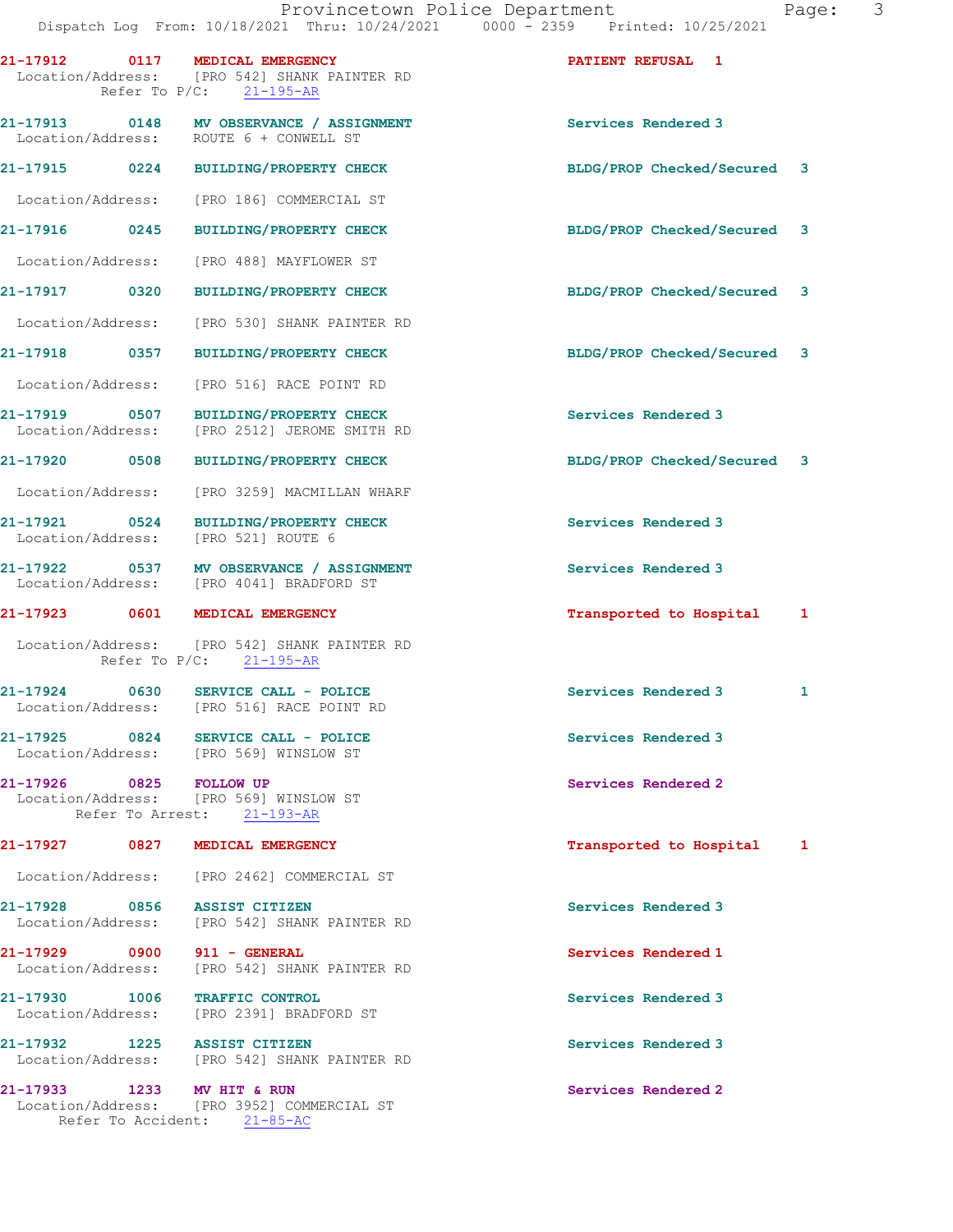21-17912 0117 MEDICAL EMERGENCY PATIENT REFUSAL 1
Location/Address: [PRO 542] SHANK PAINTER RD
Refer To P/C: 21-195-AR

21-17913 0148 MV OBSERVANCE / ASSIGNMENT Services Rendered 3
Location/Address: ROUTE 6 + CONWELL ST

21-17915 0224 BUILDING/PROPERTY CHECK BLDG/PROP Checked/Secured 3
Location/Address: [PRO 186] COMMERCIAL ST

21-17916 0245 BUILDING/PROPERTY CHECK BLDG/PROP Checked/Secured 3
Location/Address: [PRO 488] MAYFLOWER ST

21-17917 0320 BUILDING/PROPERTY CHECK BLDG/PROP Checked/Secured 3
Location/Address: [PRO 530] SHANK PAINTER RD

21-17918 0357 BUILDING/PROPERTY CHECK BLDG/PROP Checked/Secured 3
Location/Address: [PRO 516] RACE POINT RD

21-17919 0507 BUILDING/PROPERTY CHECK Services Rendered 3
Location/Address: [PRO 2512] JEROME SMITH RD

21-17920 0508 BUILDING/PROPERTY CHECK BLDG/PROP Checked/Secured 3
Location/Address: [PRO 3259] MACMILLAN WHARF

21-17921 0524 BUILDING/PROPERTY CHECK Services Rendered 3
Location/Address: [PRO 521] ROUTE 6

21-17922 0537 MV OBSERVANCE / ASSIGNMENT Services Rendered 3
Location/Address: [PRO 4041] BRADFORD ST

21-17923 0601 MEDICAL EMERGENCY Transported to Hospital 1
Location/Address: [PRO 542] SHANK PAINTER RD
Refer To P/C: 21-195-AR

21-17924 0630 SERVICE CALL - POLICE Services Rendered 3 1
Location/Address: [PRO 516] RACE POINT RD

21-17925 0824 SERVICE CALL - POLICE Services Rendered 3
Location/Address: [PRO 569] WINSLOW ST

21-17926 0825 FOLLOW UP Services Rendered 2
Location/Address: [PRO 569] WINSLOW ST
Refer To Arrest: 21-193-AR

21-17927 0827 MEDICAL EMERGENCY Transported to Hospital 1
Location/Address: [PRO 2462] COMMERCIAL ST

21-17928 0856 ASSIST CITIZEN Services Rendered 3
Location/Address: [PRO 542] SHANK PAINTER RD

21-17929 0900 911 - GENERAL Services Rendered 1
Location/Address: [PRO 542] SHANK PAINTER RD

21-17930 1006 TRAFFIC CONTROL Services Rendered 3
Location/Address: [PRO 2391] BRADFORD ST

21-17932 1225 ASSIST CITIZEN Services Rendered 3
Location/Address: [PRO 542] SHANK PAINTER RD

21-17933 1233 MV HIT & RUN Services Rendered 2
Location/Address: [PRO 3952] COMMERCIAL ST
Refer To Accident: 21-85-AC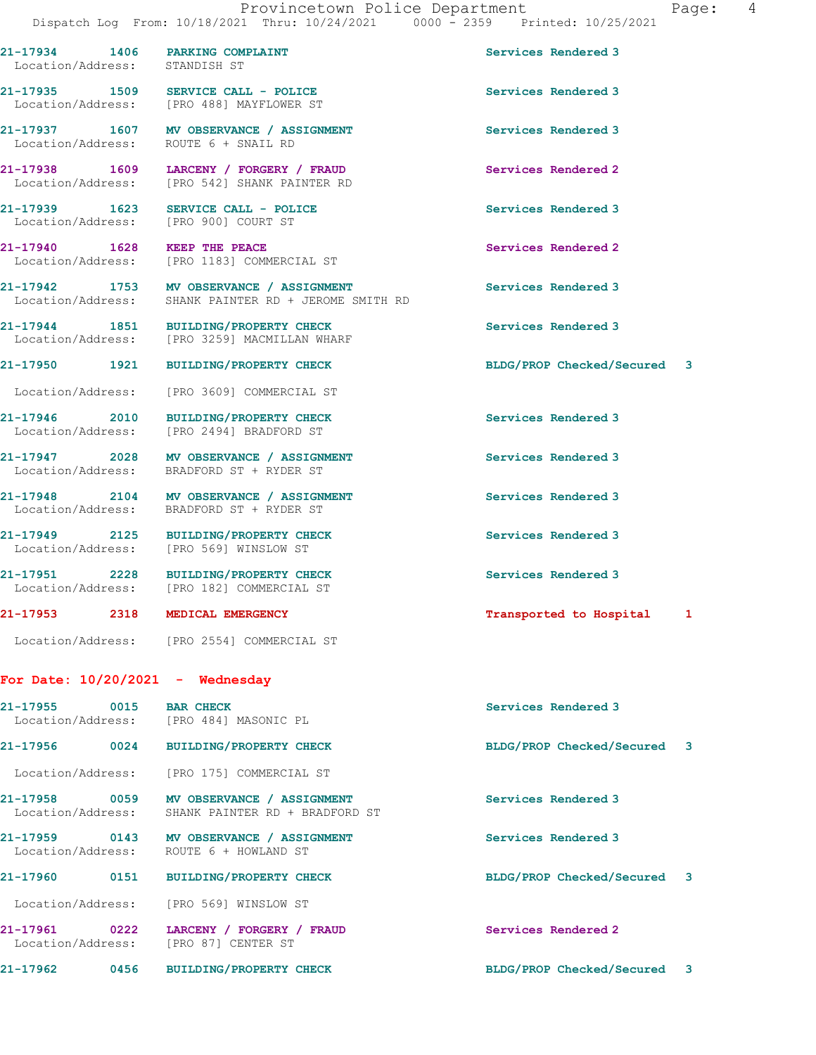21-17934 1406 PARKING COMPLAINT Services Rendered 3
Location/Address: STANDISH ST

21-17935 1509 SERVICE CALL - POLICE Services Rendered 3
Location/Address: [PRO 488] MAYFLOWER ST

21-17937 1607 MV OBSERVANCE / ASSIGNMENT Services Rendered 3
Location/Address: ROUTE 6 + SNAIL RD

21-17938 1609 LARCENY / FORGERY / FRAUD Services Rendered 2
Location/Address: [PRO 542] SHANK PAINTER RD

21-17939 1623 SERVICE CALL - POLICE Services Rendered 3
Location/Address: [PRO 900] COURT ST

21-17940 1628 KEEP THE PEACE Services Rendered 2
Location/Address: [PRO 1183] COMMERCIAL ST

21-17942 1753 MV OBSERVANCE / ASSIGNMENT Services Rendered 3
Location/Address: SHANK PAINTER RD + JEROME SMITH RD

21-17944 1851 BUILDING/PROPERTY CHECK Services Rendered 3
Location/Address: [PRO 3259] MACMILLAN WHARF

21-17950 1921 BUILDING/PROPERTY CHECK BLDG/PROP Checked/Secured 3
Location/Address: [PRO 3609] COMMERCIAL ST

21-17946 2010 BUILDING/PROPERTY CHECK Services Rendered 3
Location/Address: [PRO 2494] BRADFORD ST

21-17947 2028 MV OBSERVANCE / ASSIGNMENT Services Rendered 3
Location/Address: BRADFORD ST + RYDER ST

21-17948 2104 MV OBSERVANCE / ASSIGNMENT Services Rendered 3
Location/Address: BRADFORD ST + RYDER ST

21-17949 2125 BUILDING/PROPERTY CHECK Services Rendered 3
Location/Address: [PRO 569] WINSLOW ST

21-17951 2228 BUILDING/PROPERTY CHECK Services Rendered 3
Location/Address: [PRO 182] COMMERCIAL ST

21-17953 2318 MEDICAL EMERGENCY Transported to Hospital 1
Location/Address: [PRO 2554] COMMERCIAL ST

**For Date: 10/20/2021 - Wednesday**

21-17955 0015 BAR CHECK Services Rendered 3
Location/Address: [PRO 484] MASONIC PL

21-17956 0024 BUILDING/PROPERTY CHECK BLDG/PROP Checked/Secured 3
Location/Address: [PRO 175] COMMERCIAL ST

21-17958 0059 MV OBSERVANCE / ASSIGNMENT Services Rendered 3
Location/Address: SHANK PAINTER RD + BRADFORD ST

21-17959 0143 MV OBSERVANCE / ASSIGNMENT Services Rendered 3
Location/Address: ROUTE 6 + HOWLAND ST

21-17960 0151 BUILDING/PROPERTY CHECK BLDG/PROP Checked/Secured 3
Location/Address: [PRO 569] WINSLOW ST

21-17961 0222 LARCENY / FORGERY / FRAUD Services Rendered 2
Location/Address: [PRO 87] CENTER ST

21-17962 0456 BUILDING/PROPERTY CHECK BLDG/PROP Checked/Secured 3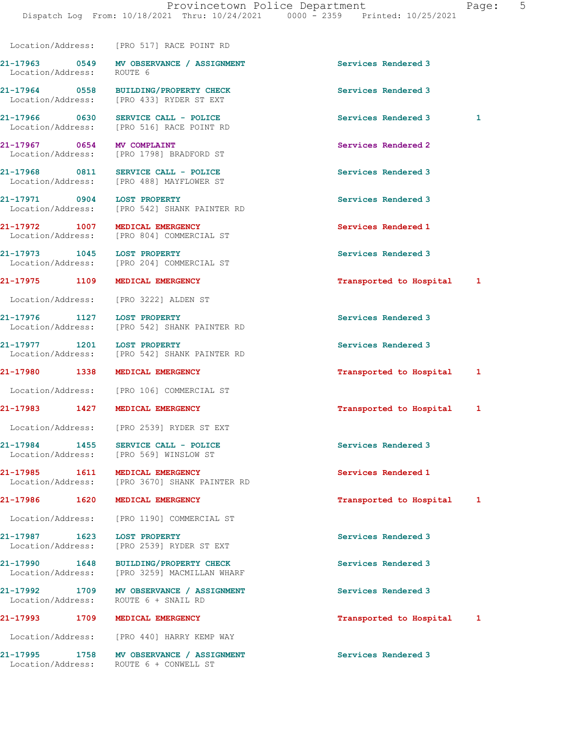Location/Address: [PRO 517] RACE POINT RD

| Call Number | Time | Call Reason | Action | |
|---|---|---|---|---|
| 21-17963 | 0549 | MV OBSERVANCE / ASSIGNMENT | Services Rendered 3 | |
| | | Location/Address: ROUTE 6 | | |
| 21-17964 | 0558 | BUILDING/PROPERTY CHECK | Services Rendered 3 | |
| | | Location/Address: [PRO 433] RYDER ST EXT | | |
| 21-17966 | 0630 | SERVICE CALL - POLICE | Services Rendered 3 | 1 |
| | | Location/Address: [PRO 516] RACE POINT RD | | |
| 21-17967 | 0654 | MV COMPLAINT | Services Rendered 2 | |
| | | Location/Address: [PRO 1798] BRADFORD ST | | |
| 21-17968 | 0811 | SERVICE CALL - POLICE | Services Rendered 3 | |
| | | Location/Address: [PRO 488] MAYFLOWER ST | | |
| 21-17971 | 0904 | LOST PROPERTY | Services Rendered 3 | |
| | | Location/Address: [PRO 542] SHANK PAINTER RD | | |
| 21-17972 | 1007 | MEDICAL EMERGENCY | Services Rendered 1 | |
| | | Location/Address: [PRO 804] COMMERCIAL ST | | |
| 21-17973 | 1045 | LOST PROPERTY | Services Rendered 3 | |
| | | Location/Address: [PRO 204] COMMERCIAL ST | | |
| 21-17975 | 1109 | MEDICAL EMERGENCY | Transported to Hospital | 1 |
| | | Location/Address: [PRO 3222] ALDEN ST | | |
| 21-17976 | 1127 | LOST PROPERTY | Services Rendered 3 | |
| | | Location/Address: [PRO 542] SHANK PAINTER RD | | |
| 21-17977 | 1201 | LOST PROPERTY | Services Rendered 3 | |
| | | Location/Address: [PRO 542] SHANK PAINTER RD | | |
| 21-17980 | 1338 | MEDICAL EMERGENCY | Transported to Hospital | 1 |
| | | Location/Address: [PRO 106] COMMERCIAL ST | | |
| 21-17983 | 1427 | MEDICAL EMERGENCY | Transported to Hospital | 1 |
| | | Location/Address: [PRO 2539] RYDER ST EXT | | |
| 21-17984 | 1455 | SERVICE CALL - POLICE | Services Rendered 3 | |
| | | Location/Address: [PRO 569] WINSLOW ST | | |
| 21-17985 | 1611 | MEDICAL EMERGENCY | Services Rendered 1 | |
| | | Location/Address: [PRO 3670] SHANK PAINTER RD | | |
| 21-17986 | 1620 | MEDICAL EMERGENCY | Transported to Hospital | 1 |
| | | Location/Address: [PRO 1190] COMMERCIAL ST | | |
| 21-17987 | 1623 | LOST PROPERTY | Services Rendered 3 | |
| | | Location/Address: [PRO 2539] RYDER ST EXT | | |
| 21-17990 | 1648 | BUILDING/PROPERTY CHECK | Services Rendered 3 | |
| | | Location/Address: [PRO 3259] MACMILLAN WHARF | | |
| 21-17992 | 1709 | MV OBSERVANCE / ASSIGNMENT | Services Rendered 3 | |
| | | Location/Address: ROUTE 6 + SNAIL RD | | |
| 21-17993 | 1709 | MEDICAL EMERGENCY | Transported to Hospital | 1 |
| | | Location/Address: [PRO 440] HARRY KEMP WAY | | |
| 21-17995 | 1758 | MV OBSERVANCE / ASSIGNMENT | Services Rendered 3 | |
| | | Location/Address: ROUTE 6 + CONWELL ST | | |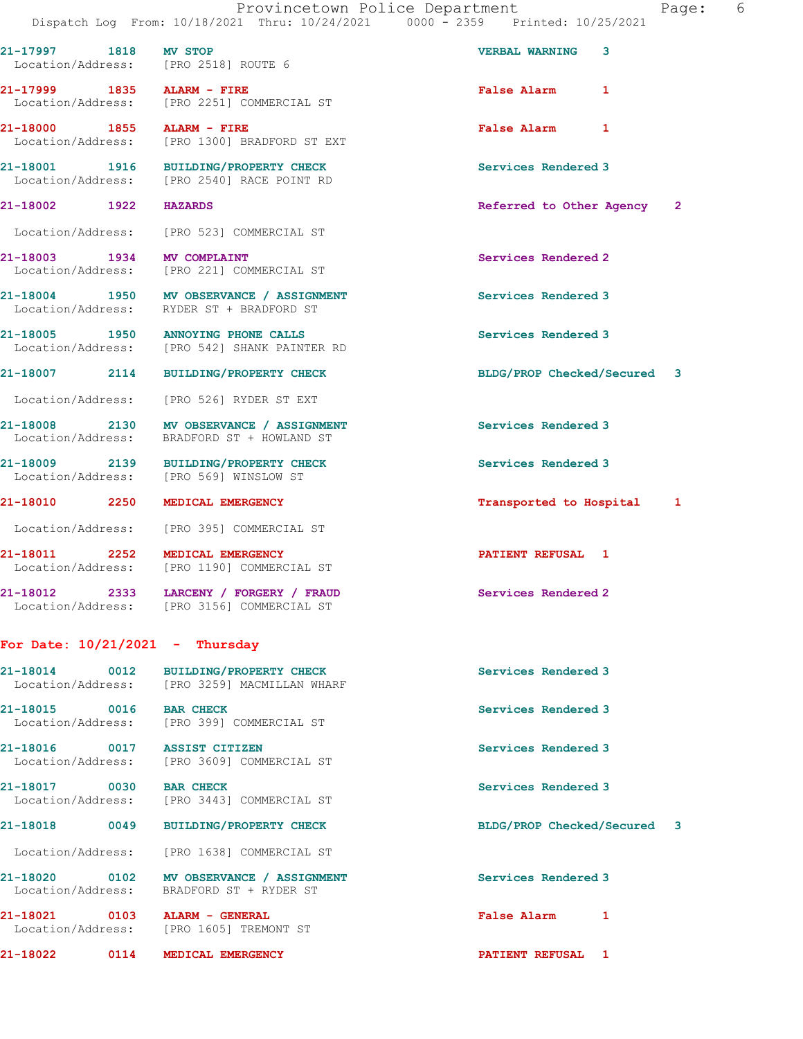21-17997 1818 MV STOP VERBAL WARNING 3
Location/Address: [PRO 2518] ROUTE 6

21-17999 1835 ALARM - FIRE False Alarm 1
Location/Address: [PRO 2251] COMMERCIAL ST

21-18000 1855 ALARM - FIRE False Alarm 1
Location/Address: [PRO 1300] BRADFORD ST EXT

21-18001 1916 BUILDING/PROPERTY CHECK Services Rendered 3
Location/Address: [PRO 2540] RACE POINT RD

21-18002 1922 HAZARDS Referred to Other Agency 2
Location/Address: [PRO 523] COMMERCIAL ST

21-18003 1934 MV COMPLAINT Services Rendered 2
Location/Address: [PRO 221] COMMERCIAL ST

21-18004 1950 MV OBSERVANCE / ASSIGNMENT Services Rendered 3
Location/Address: RYDER ST + BRADFORD ST

21-18005 1950 ANNOYING PHONE CALLS Services Rendered 3
Location/Address: [PRO 542] SHANK PAINTER RD

21-18007 2114 BUILDING/PROPERTY CHECK BLDG/PROP Checked/Secured 3
Location/Address: [PRO 526] RYDER ST EXT

21-18008 2130 MV OBSERVANCE / ASSIGNMENT Services Rendered 3
Location/Address: BRADFORD ST + HOWLAND ST

21-18009 2139 BUILDING/PROPERTY CHECK Services Rendered 3
Location/Address: [PRO 569] WINSLOW ST

21-18010 2250 MEDICAL EMERGENCY Transported to Hospital 1
Location/Address: [PRO 395] COMMERCIAL ST

21-18011 2252 MEDICAL EMERGENCY PATIENT REFUSAL 1
Location/Address: [PRO 1190] COMMERCIAL ST

21-18012 2333 LARCENY / FORGERY / FRAUD Services Rendered 2
Location/Address: [PRO 3156] COMMERCIAL ST

For Date: 10/21/2021 - Thursday

21-18014 0012 BUILDING/PROPERTY CHECK Services Rendered 3
Location/Address: [PRO 3259] MACMILLAN WHARF

21-18015 0016 BAR CHECK Services Rendered 3
Location/Address: [PRO 399] COMMERCIAL ST

21-18016 0017 ASSIST CITIZEN Services Rendered 3
Location/Address: [PRO 3609] COMMERCIAL ST

21-18017 0030 BAR CHECK Services Rendered 3
Location/Address: [PRO 3443] COMMERCIAL ST

21-18018 0049 BUILDING/PROPERTY CHECK BLDG/PROP Checked/Secured 3
Location/Address: [PRO 1638] COMMERCIAL ST

21-18020 0102 MV OBSERVANCE / ASSIGNMENT Services Rendered 3
Location/Address: BRADFORD ST + RYDER ST

21-18021 0103 ALARM - GENERAL False Alarm 1
Location/Address: [PRO 1605] TREMONT ST

21-18022 0114 MEDICAL EMERGENCY PATIENT REFUSAL 1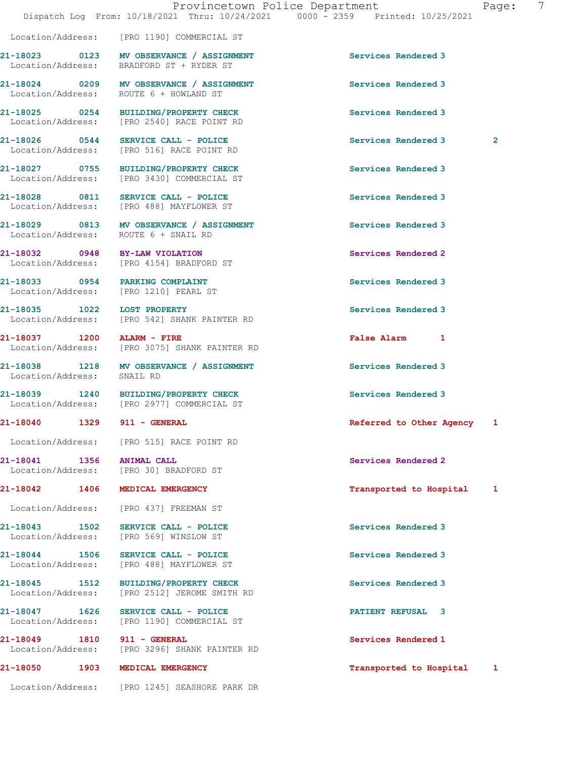Location/Address: [PRO 1190] COMMERCIAL ST

| Call # | Time | Call Type | Disposition | |
|---|---|---|---|---|
| 21-18023 | 0123 | MV OBSERVANCE / ASSIGNMENT | Services Rendered 3 | |
| Location/Address: | | BRADFORD ST + RYDER ST | | |
| 21-18024 | 0209 | MV OBSERVANCE / ASSIGNMENT | Services Rendered 3 | |
| Location/Address: | | ROUTE 6 + HOWLAND ST | | |
| 21-18025 | 0254 | BUILDING/PROPERTY CHECK | Services Rendered 3 | |
| Location/Address: | | [PRO 2540] RACE POINT RD | | |
| 21-18026 | 0544 | SERVICE CALL - POLICE | Services Rendered 3 | 2 |
| Location/Address: | | [PRO 516] RACE POINT RD | | |
| 21-18027 | 0755 | BUILDING/PROPERTY CHECK | Services Rendered 3 | |
| Location/Address: | | [PRO 3430] COMMERCIAL ST | | |
| 21-18028 | 0811 | SERVICE CALL - POLICE | Services Rendered 3 | |
| Location/Address: | | [PRO 488] MAYFLOWER ST | | |
| 21-18029 | 0813 | MV OBSERVANCE / ASSIGNMENT | Services Rendered 3 | |
| Location/Address: | | ROUTE 6 + SNAIL RD | | |
| 21-18032 | 0948 | BY-LAW VIOLATION | Services Rendered 2 | |
| Location/Address: | | [PRO 4154] BRADFORD ST | | |
| 21-18033 | 0954 | PARKING COMPLAINT | Services Rendered 3 | |
| Location/Address: | | [PRO 1210] PEARL ST | | |
| 21-18035 | 1022 | LOST PROPERTY | Services Rendered 3 | |
| Location/Address: | | [PRO 542] SHANK PAINTER RD | | |
| 21-18037 | 1200 | ALARM - FIRE | False Alarm 1 | |
| Location/Address: | | [PRO 3075] SHANK PAINTER RD | | |
| 21-18038 | 1218 | MV OBSERVANCE / ASSIGNMENT | Services Rendered 3 | |
| Location/Address: | | SNAIL RD | | |
| 21-18039 | 1240 | BUILDING/PROPERTY CHECK | Services Rendered 3 | |
| Location/Address: | | [PRO 2977] COMMERCIAL ST | | |
| 21-18040 | 1329 | 911 - GENERAL | Referred to Other Agency | 1 |
| Location/Address: | | [PRO 515] RACE POINT RD | | |
| 21-18041 | 1356 | ANIMAL CALL | Services Rendered 2 | |
| Location/Address: | | [PRO 30] BRADFORD ST | | |
| 21-18042 | 1406 | MEDICAL EMERGENCY | Transported to Hospital | 1 |
| Location/Address: | | [PRO 437] FREEMAN ST | | |
| 21-18043 | 1502 | SERVICE CALL - POLICE | Services Rendered 3 | |
| Location/Address: | | [PRO 569] WINSLOW ST | | |
| 21-18044 | 1506 | SERVICE CALL - POLICE | Services Rendered 3 | |
| Location/Address: | | [PRO 488] MAYFLOWER ST | | |
| 21-18045 | 1512 | BUILDING/PROPERTY CHECK | Services Rendered 3 | |
| Location/Address: | | [PRO 2512] JEROME SMITH RD | | |
| 21-18047 | 1626 | SERVICE CALL - POLICE | PATIENT REFUSAL 3 | |
| Location/Address: | | [PRO 1190] COMMERCIAL ST | | |
| 21-18049 | 1810 | 911 - GENERAL | Services Rendered 1 | |
| Location/Address: | | [PRO 3296] SHANK PAINTER RD | | |
| 21-18050 | 1903 | MEDICAL EMERGENCY | Transported to Hospital | 1 |
| Location/Address: | | [PRO 1245] SEASHORE PARK DR | | |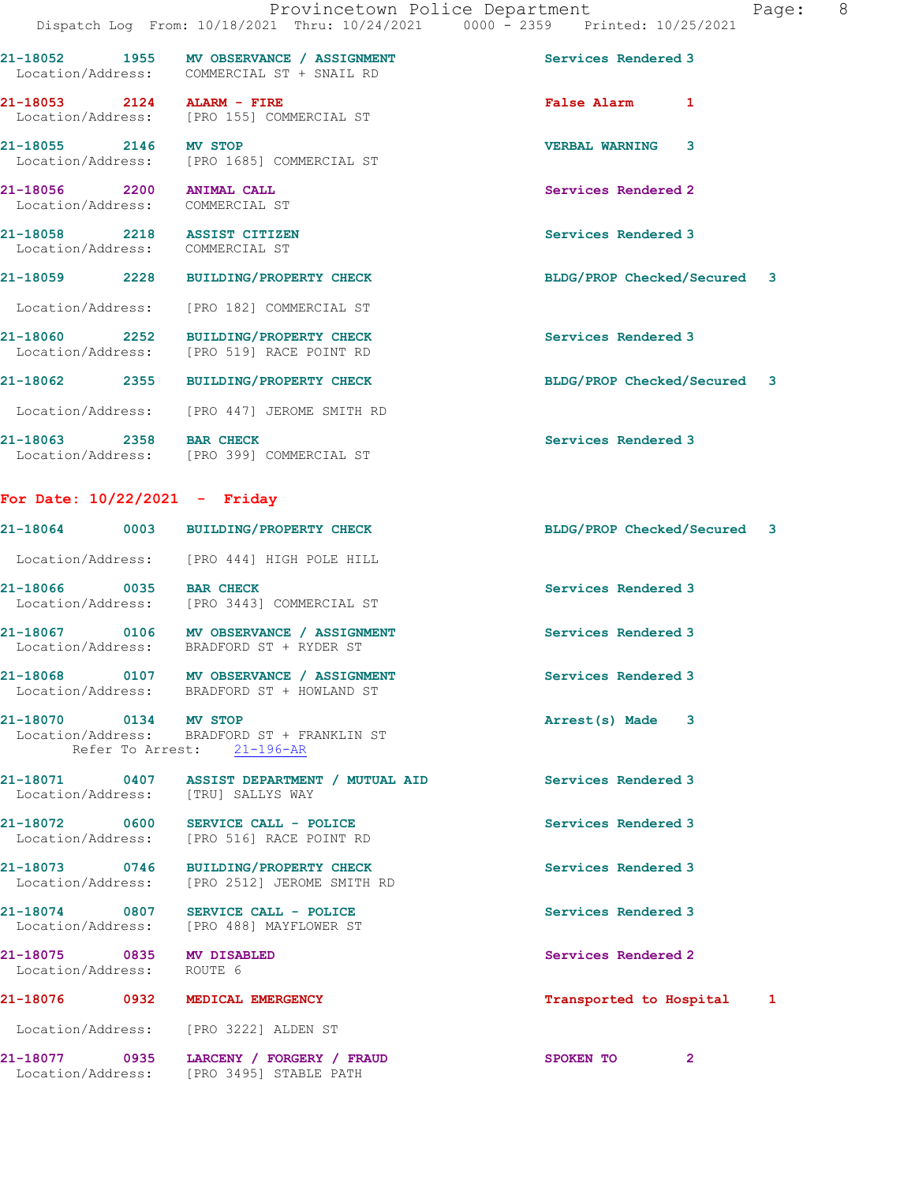21-18052 1955 **MV OBSERVANCE / ASSIGNMENT** Services Rendered 3
Location/Address: COMMERCIAL ST + SNAIL RD

21-18053 2124 **ALARM - FIRE** False Alarm 1
Location/Address: [PRO 155] COMMERCIAL ST

21-18055 2146 **MV STOP** VERBAL WARNING 3
Location/Address: [PRO 1685] COMMERCIAL ST

21-18056 2200 **ANIMAL CALL** Services Rendered 2
Location/Address: COMMERCIAL ST

21-18058 2218 **ASSIST CITIZEN** Services Rendered 3
Location/Address: COMMERCIAL ST

21-18059 2228 **BUILDING/PROPERTY CHECK** BLDG/PROP Checked/Secured 3
Location/Address: [PRO 182] COMMERCIAL ST

21-18060 2252 **BUILDING/PROPERTY CHECK** Services Rendered 3
Location/Address: [PRO 519] RACE POINT RD

21-18062 2355 **BUILDING/PROPERTY CHECK** BLDG/PROP Checked/Secured 3
Location/Address: [PRO 447] JEROME SMITH RD

21-18063 2358 **BAR CHECK** Services Rendered 3
Location/Address: [PRO 399] COMMERCIAL ST

## For Date: 10/22/2021 - Friday

21-18064 0003 **BUILDING/PROPERTY CHECK** BLDG/PROP Checked/Secured 3
Location/Address: [PRO 444] HIGH POLE HILL

21-18066 0035 **BAR CHECK** Services Rendered 3
Location/Address: [PRO 3443] COMMERCIAL ST

21-18067 0106 **MV OBSERVANCE / ASSIGNMENT** Services Rendered 3
Location/Address: BRADFORD ST + RYDER ST

21-18068 0107 **MV OBSERVANCE / ASSIGNMENT** Services Rendered 3
Location/Address: BRADFORD ST + HOWLAND ST

21-18070 0134 **MV STOP** Arrest(s) Made 3
Location/Address: BRADFORD ST + FRANKLIN ST
Refer To Arrest: 21-196-AR

21-18071 0407 **ASSIST DEPARTMENT / MUTUAL AID** Services Rendered 3
Location/Address: [TRU] SALLYS WAY

21-18072 0600 **SERVICE CALL - POLICE** Services Rendered 3
Location/Address: [PRO 516] RACE POINT RD

21-18073 0746 **BUILDING/PROPERTY CHECK** Services Rendered 3
Location/Address: [PRO 2512] JEROME SMITH RD

21-18074 0807 **SERVICE CALL - POLICE** Services Rendered 3
Location/Address: [PRO 488] MAYFLOWER ST

21-18075 0835 **MV DISABLED** Services Rendered 2
Location/Address: ROUTE 6

21-18076 0932 **MEDICAL EMERGENCY** Transported to Hospital 1
Location/Address: [PRO 3222] ALDEN ST

21-18077 0935 **LARCENY / FORGERY / FRAUD** SPOKEN TO 2
Location/Address: [PRO 3495] STABLE PATH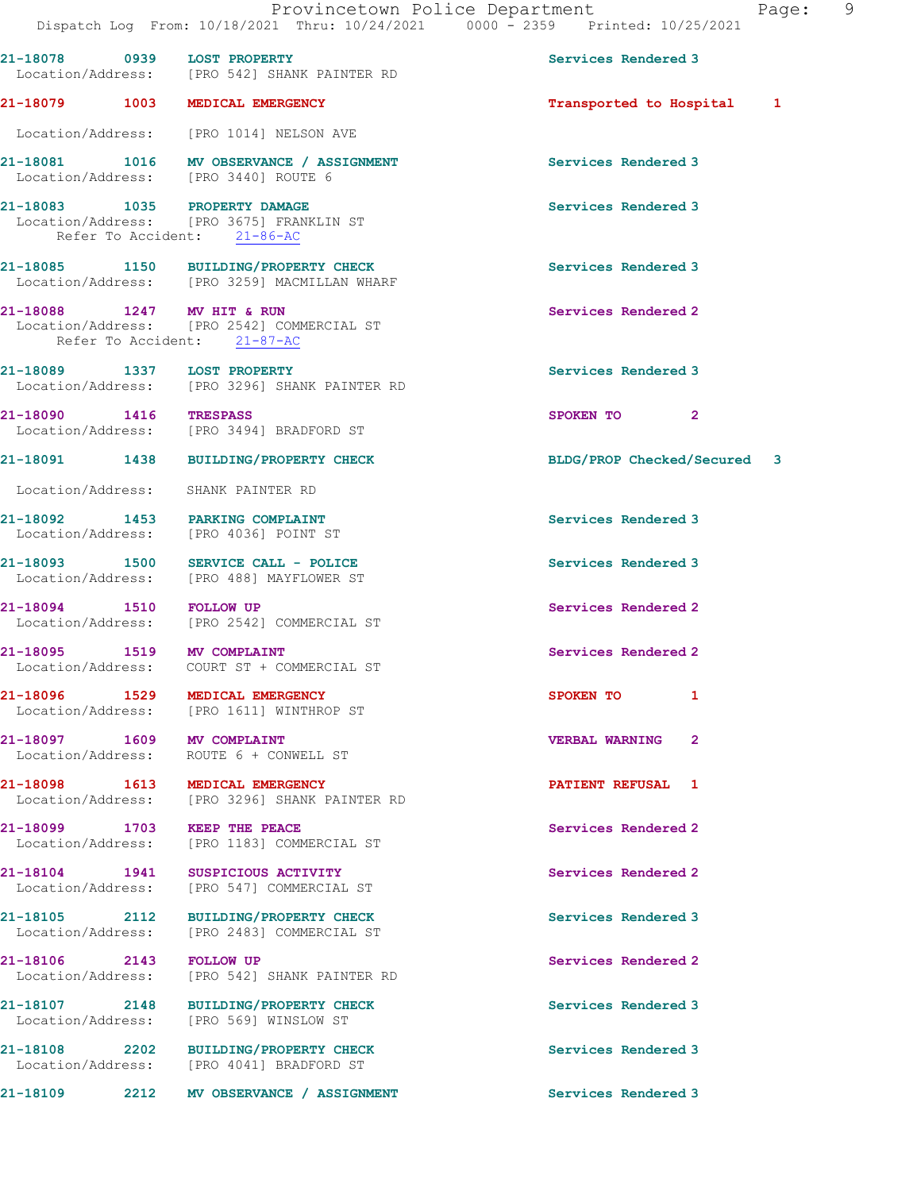21-18078 0939 LOST PROPERTY Services Rendered 3
Location/Address: [PRO 542] SHANK PAINTER RD

21-18079 1003 MEDICAL EMERGENCY Transported to Hospital 1
Location/Address: [PRO 1014] NELSON AVE

21-18081 1016 MV OBSERVANCE / ASSIGNMENT Services Rendered 3
Location/Address: [PRO 3440] ROUTE 6

21-18083 1035 PROPERTY DAMAGE Services Rendered 3
Location/Address: [PRO 3675] FRANKLIN ST
Refer To Accident: 21-86-AC

21-18085 1150 BUILDING/PROPERTY CHECK Services Rendered 3
Location/Address: [PRO 3259] MACMILLAN WHARF

21-18088 1247 MV HIT & RUN Services Rendered 2
Location/Address: [PRO 2542] COMMERCIAL ST
Refer To Accident: 21-87-AC

21-18089 1337 LOST PROPERTY Services Rendered 3
Location/Address: [PRO 3296] SHANK PAINTER RD

21-18090 1416 TRESPASS SPOKEN TO 2
Location/Address: [PRO 3494] BRADFORD ST

21-18091 1438 BUILDING/PROPERTY CHECK BLDG/PROP Checked/Secured 3
Location/Address: SHANK PAINTER RD

21-18092 1453 PARKING COMPLAINT Services Rendered 3
Location/Address: [PRO 4036] POINT ST

21-18093 1500 SERVICE CALL - POLICE Services Rendered 3
Location/Address: [PRO 488] MAYFLOWER ST

21-18094 1510 FOLLOW UP Services Rendered 2
Location/Address: [PRO 2542] COMMERCIAL ST

21-18095 1519 MV COMPLAINT Services Rendered 2
Location/Address: COURT ST + COMMERCIAL ST

21-18096 1529 MEDICAL EMERGENCY SPOKEN TO 1
Location/Address: [PRO 1611] WINTHROP ST

21-18097 1609 MV COMPLAINT VERBAL WARNING 2
Location/Address: ROUTE 6 + CONWELL ST

21-18098 1613 MEDICAL EMERGENCY PATIENT REFUSAL 1
Location/Address: [PRO 3296] SHANK PAINTER RD

21-18099 1703 KEEP THE PEACE Services Rendered 2
Location/Address: [PRO 1183] COMMERCIAL ST

21-18104 1941 SUSPICIOUS ACTIVITY Services Rendered 2
Location/Address: [PRO 547] COMMERCIAL ST

21-18105 2112 BUILDING/PROPERTY CHECK Services Rendered 3
Location/Address: [PRO 2483] COMMERCIAL ST

21-18106 2143 FOLLOW UP Services Rendered 2
Location/Address: [PRO 542] SHANK PAINTER RD

21-18107 2148 BUILDING/PROPERTY CHECK Services Rendered 3
Location/Address: [PRO 569] WINSLOW ST

21-18108 2202 BUILDING/PROPERTY CHECK Services Rendered 3
Location/Address: [PRO 4041] BRADFORD ST

21-18109 2212 MV OBSERVANCE / ASSIGNMENT Services Rendered 3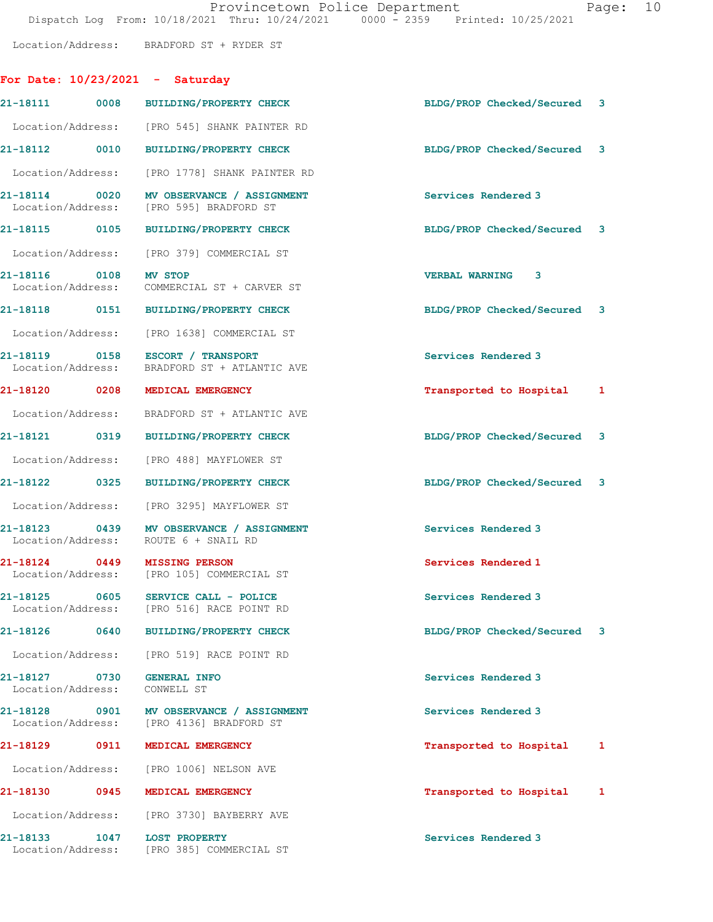Location/Address: BRADFORD ST + RYDER ST

## For Date: 10/23/2021 - Saturday

21-18111 0008 BUILDING/PROPERTY CHECK BLDG/PROP Checked/Secured 3
Location/Address: [PRO 545] SHANK PAINTER RD

21-18112 0010 BUILDING/PROPERTY CHECK BLDG/PROP Checked/Secured 3
Location/Address: [PRO 1778] SHANK PAINTER RD

21-18114 0020 MV OBSERVANCE / ASSIGNMENT Services Rendered 3
Location/Address: [PRO 595] BRADFORD ST

21-18115 0105 BUILDING/PROPERTY CHECK BLDG/PROP Checked/Secured 3
Location/Address: [PRO 379] COMMERCIAL ST

21-18116 0108 MV STOP VERBAL WARNING 3
Location/Address: COMMERCIAL ST + CARVER ST

21-18118 0151 BUILDING/PROPERTY CHECK BLDG/PROP Checked/Secured 3
Location/Address: [PRO 1638] COMMERCIAL ST

21-18119 0158 ESCORT / TRANSPORT Services Rendered 3
Location/Address: BRADFORD ST + ATLANTIC AVE

21-18120 0208 MEDICAL EMERGENCY Transported to Hospital 1
Location/Address: BRADFORD ST + ATLANTIC AVE

21-18121 0319 BUILDING/PROPERTY CHECK BLDG/PROP Checked/Secured 3
Location/Address: [PRO 488] MAYFLOWER ST

21-18122 0325 BUILDING/PROPERTY CHECK BLDG/PROP Checked/Secured 3
Location/Address: [PRO 3295] MAYFLOWER ST

21-18123 0439 MV OBSERVANCE / ASSIGNMENT Services Rendered 3
Location/Address: ROUTE 6 + SNAIL RD

21-18124 0449 MISSING PERSON Services Rendered 1
Location/Address: [PRO 105] COMMERCIAL ST

21-18125 0605 SERVICE CALL - POLICE Services Rendered 3
Location/Address: [PRO 516] RACE POINT RD

21-18126 0640 BUILDING/PROPERTY CHECK BLDG/PROP Checked/Secured 3
Location/Address: [PRO 519] RACE POINT RD

21-18127 0730 GENERAL INFO Services Rendered 3
Location/Address: CONWELL ST

21-18128 0901 MV OBSERVANCE / ASSIGNMENT Services Rendered 3
Location/Address: [PRO 4136] BRADFORD ST

21-18129 0911 MEDICAL EMERGENCY Transported to Hospital 1
Location/Address: [PRO 1006] NELSON AVE

21-18130 0945 MEDICAL EMERGENCY Transported to Hospital 1
Location/Address: [PRO 3730] BAYBERRY AVE

21-18133 1047 LOST PROPERTY Services Rendered 3
Location/Address: [PRO 385] COMMERCIAL ST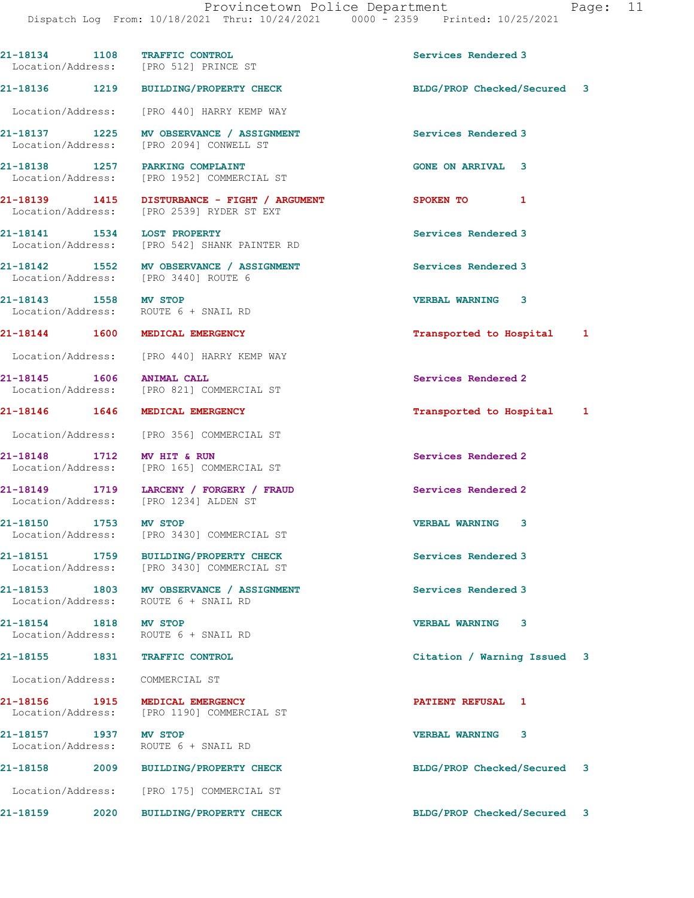21-18134 1108 TRAFFIC CONTROL Services Rendered 3
Location/Address: [PRO 512] PRINCE ST

21-18136 1219 BUILDING/PROPERTY CHECK BLDG/PROP Checked/Secured 3
Location/Address: [PRO 440] HARRY KEMP WAY

21-18137 1225 MV OBSERVANCE / ASSIGNMENT Services Rendered 3
Location/Address: [PRO 2094] CONWELL ST

21-18138 1257 PARKING COMPLAINT GONE ON ARRIVAL 3
Location/Address: [PRO 1952] COMMERCIAL ST

21-18139 1415 DISTURBANCE - FIGHT / ARGUMENT SPOKEN TO 1
Location/Address: [PRO 2539] RYDER ST EXT

21-18141 1534 LOST PROPERTY Services Rendered 3
Location/Address: [PRO 542] SHANK PAINTER RD

21-18142 1552 MV OBSERVANCE / ASSIGNMENT Services Rendered 3
Location/Address: [PRO 3440] ROUTE 6

21-18143 1558 MV STOP VERBAL WARNING 3
Location/Address: ROUTE 6 + SNAIL RD

21-18144 1600 MEDICAL EMERGENCY Transported to Hospital 1
Location/Address: [PRO 440] HARRY KEMP WAY

21-18145 1606 ANIMAL CALL Services Rendered 2
Location/Address: [PRO 821] COMMERCIAL ST

21-18146 1646 MEDICAL EMERGENCY Transported to Hospital 1
Location/Address: [PRO 356] COMMERCIAL ST

21-18148 1712 MV HIT & RUN Services Rendered 2
Location/Address: [PRO 165] COMMERCIAL ST

21-18149 1719 LARCENY / FORGERY / FRAUD Services Rendered 2
Location/Address: [PRO 1234] ALDEN ST

21-18150 1753 MV STOP VERBAL WARNING 3
Location/Address: [PRO 3430] COMMERCIAL ST

21-18151 1759 BUILDING/PROPERTY CHECK Services Rendered 3
Location/Address: [PRO 3430] COMMERCIAL ST

21-18153 1803 MV OBSERVANCE / ASSIGNMENT Services Rendered 3
Location/Address: ROUTE 6 + SNAIL RD

21-18154 1818 MV STOP VERBAL WARNING 3
Location/Address: ROUTE 6 + SNAIL RD

21-18155 1831 TRAFFIC CONTROL Citation / Warning Issued 3
Location/Address: COMMERCIAL ST

21-18156 1915 MEDICAL EMERGENCY PATIENT REFUSAL 1
Location/Address: [PRO 1190] COMMERCIAL ST

21-18157 1937 MV STOP VERBAL WARNING 3
Location/Address: ROUTE 6 + SNAIL RD

21-18158 2009 BUILDING/PROPERTY CHECK BLDG/PROP Checked/Secured 3
Location/Address: [PRO 175] COMMERCIAL ST

21-18159 2020 BUILDING/PROPERTY CHECK BLDG/PROP Checked/Secured 3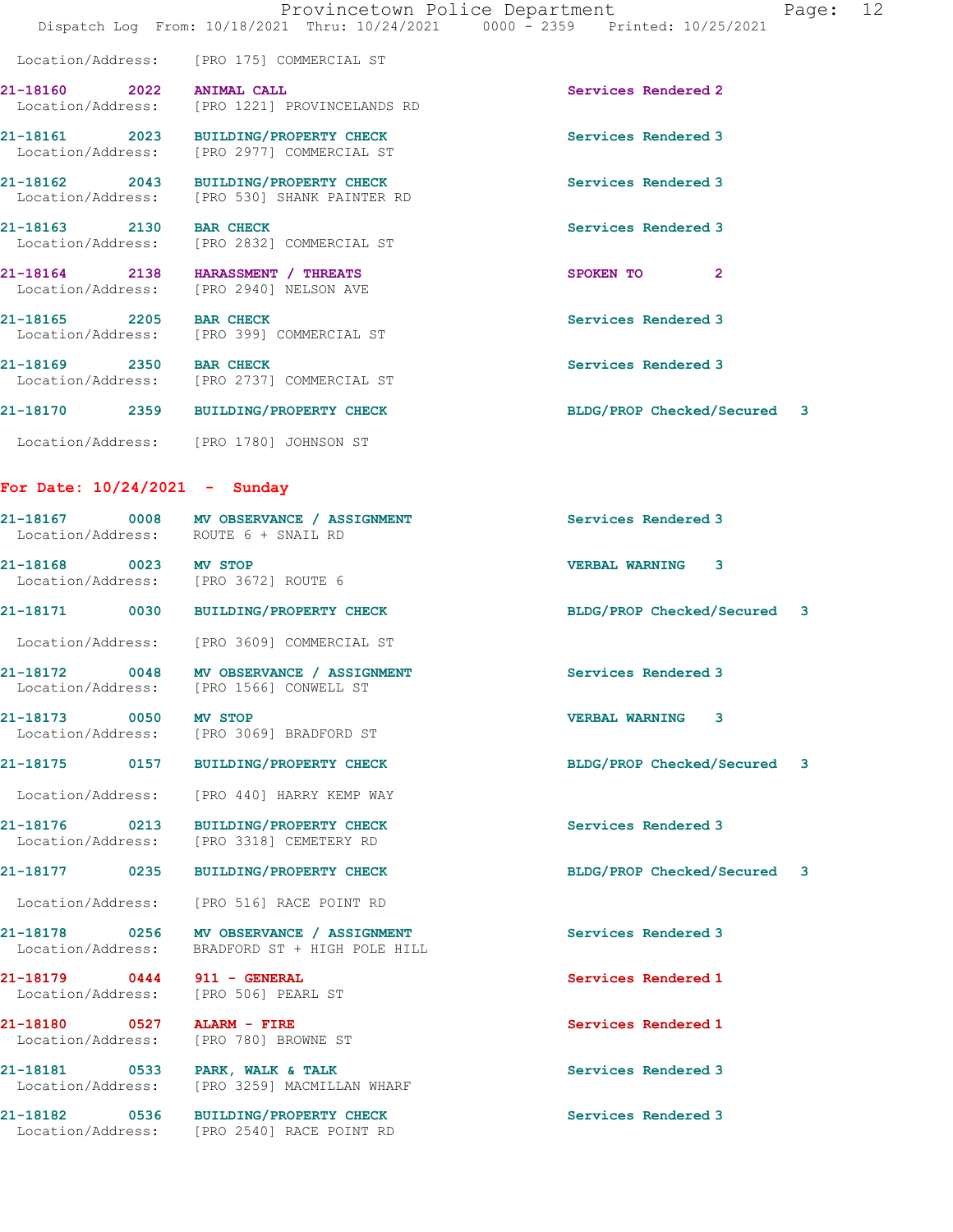Location/Address: [PRO 175] COMMERCIAL ST

| Call # | Time | Call Reason | Action | Priority |
| --- | --- | --- | --- | --- |
| 21-18160 | 2022 | ANIMAL CALL | Services Rendered | 2 |
| | | Location/Address: [PRO 1221] PROVINCELANDS RD | | |
| 21-18161 | 2023 | BUILDING/PROPERTY CHECK | Services Rendered | 3 |
| | | Location/Address: [PRO 2977] COMMERCIAL ST | | |
| 21-18162 | 2043 | BUILDING/PROPERTY CHECK | Services Rendered | 3 |
| | | Location/Address: [PRO 530] SHANK PAINTER RD | | |
| 21-18163 | 2130 | BAR CHECK | Services Rendered | 3 |
| | | Location/Address: [PRO 2832] COMMERCIAL ST | | |
| 21-18164 | 2138 | HARASSMENT / THREATS | SPOKEN TO | 2 |
| | | Location/Address: [PRO 2940] NELSON AVE | | |
| 21-18165 | 2205 | BAR CHECK | Services Rendered | 3 |
| | | Location/Address: [PRO 399] COMMERCIAL ST | | |
| 21-18169 | 2350 | BAR CHECK | Services Rendered | 3 |
| | | Location/Address: [PRO 2737] COMMERCIAL ST | | |
| 21-18170 | 2359 | BUILDING/PROPERTY CHECK | BLDG/PROP Checked/Secured | 3 |
| | | Location/Address: [PRO 1780] JOHNSON ST | | |

## For Date: 10/24/2021 - Sunday

| Call # | Time | Call Reason | Action | Priority |
| --- | --- | --- | --- | --- |
| 21-18167 | 0008 | MV OBSERVANCE / ASSIGNMENT | Services Rendered | 3 |
| | | Location/Address: ROUTE 6 + SNAIL RD | | |
| 21-18168 | 0023 | MV STOP | VERBAL WARNING | 3 |
| | | Location/Address: [PRO 3672] ROUTE 6 | | |
| 21-18171 | 0030 | BUILDING/PROPERTY CHECK | BLDG/PROP Checked/Secured | 3 |
| | | Location/Address: [PRO 3609] COMMERCIAL ST | | |
| 21-18172 | 0048 | MV OBSERVANCE / ASSIGNMENT | Services Rendered | 3 |
| | | Location/Address: [PRO 1566] CONWELL ST | | |
| 21-18173 | 0050 | MV STOP | VERBAL WARNING | 3 |
| | | Location/Address: [PRO 3069] BRADFORD ST | | |
| 21-18175 | 0157 | BUILDING/PROPERTY CHECK | BLDG/PROP Checked/Secured | 3 |
| | | Location/Address: [PRO 440] HARRY KEMP WAY | | |
| 21-18176 | 0213 | BUILDING/PROPERTY CHECK | Services Rendered | 3 |
| | | Location/Address: [PRO 3318] CEMETERY RD | | |
| 21-18177 | 0235 | BUILDING/PROPERTY CHECK | BLDG/PROP Checked/Secured | 3 |
| | | Location/Address: [PRO 516] RACE POINT RD | | |
| 21-18178 | 0256 | MV OBSERVANCE / ASSIGNMENT | Services Rendered | 3 |
| | | Location/Address: BRADFORD ST + HIGH POLE HILL | | |
| 21-18179 | 0444 | 911 - GENERAL | Services Rendered | 1 |
| | | Location/Address: [PRO 506] PEARL ST | | |
| 21-18180 | 0527 | ALARM - FIRE | Services Rendered | 1 |
| | | Location/Address: [PRO 780] BROWNE ST | | |
| 21-18181 | 0533 | PARK, WALK & TALK | Services Rendered | 3 |
| | | Location/Address: [PRO 3259] MACMILLAN WHARF | | |
| 21-18182 | 0536 | BUILDING/PROPERTY CHECK | Services Rendered | 3 |
| | | Location/Address: [PRO 2540] RACE POINT RD | | |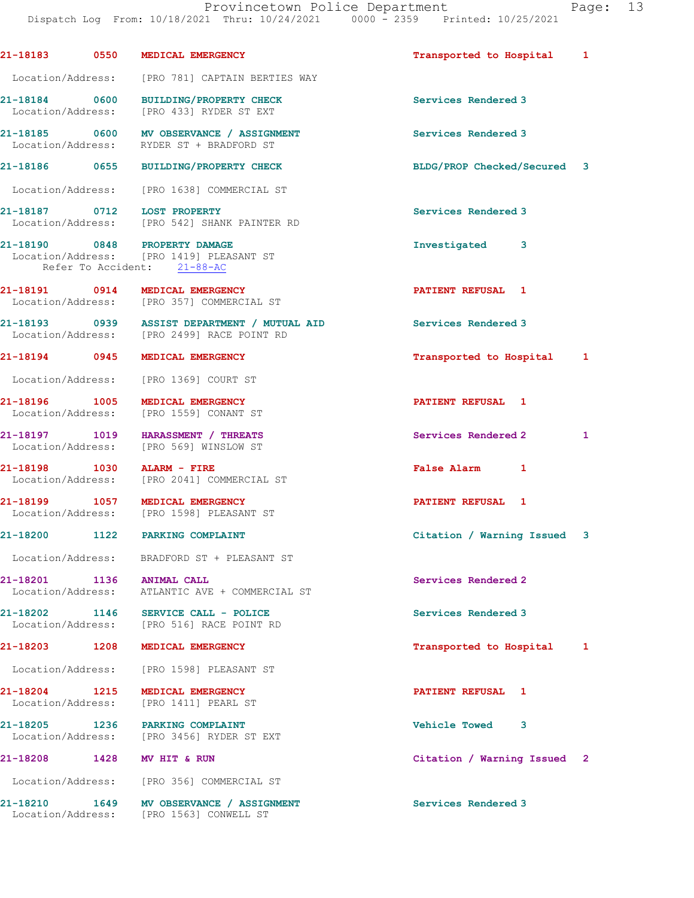21-18183 0550 MEDICAL EMERGENCY Transported to Hospital 1

Location/Address: [PRO 781] CAPTAIN BERTIES WAY

21-18184 0600 BUILDING/PROPERTY CHECK Services Rendered 3
Location/Address: [PRO 433] RYDER ST EXT

21-18185 0600 MV OBSERVANCE / ASSIGNMENT Services Rendered 3
Location/Address: RYDER ST + BRADFORD ST

21-18186 0655 BUILDING/PROPERTY CHECK BLDG/PROP Checked/Secured 3

Location/Address: [PRO 1638] COMMERCIAL ST

21-18187 0712 LOST PROPERTY Services Rendered 3
Location/Address: [PRO 542] SHANK PAINTER RD

21-18190 0848 PROPERTY DAMAGE Investigated 3
Location/Address: [PRO 1419] PLEASANT ST
Refer To Accident: 21-88-AC

21-18191 0914 MEDICAL EMERGENCY PATIENT REFUSAL 1
Location/Address: [PRO 357] COMMERCIAL ST

21-18193 0939 ASSIST DEPARTMENT / MUTUAL AID Services Rendered 3
Location/Address: [PRO 2499] RACE POINT RD

21-18194 0945 MEDICAL EMERGENCY Transported to Hospital 1

Location/Address: [PRO 1369] COURT ST

21-18196 1005 MEDICAL EMERGENCY PATIENT REFUSAL 1
Location/Address: [PRO 1559] CONANT ST

21-18197 1019 HARASSMENT / THREATS Services Rendered 2 1
Location/Address: [PRO 569] WINSLOW ST

21-18198 1030 ALARM - FIRE False Alarm 1
Location/Address: [PRO 2041] COMMERCIAL ST

21-18199 1057 MEDICAL EMERGENCY PATIENT REFUSAL 1
Location/Address: [PRO 1598] PLEASANT ST

21-18200 1122 PARKING COMPLAINT Citation / Warning Issued 3

Location/Address: BRADFORD ST + PLEASANT ST

21-18201 1136 ANIMAL CALL Services Rendered 2
Location/Address: ATLANTIC AVE + COMMERCIAL ST

21-18202 1146 SERVICE CALL - POLICE Services Rendered 3
Location/Address: [PRO 516] RACE POINT RD

21-18203 1208 MEDICAL EMERGENCY Transported to Hospital 1

Location/Address: [PRO 1598] PLEASANT ST

21-18204 1215 MEDICAL EMERGENCY PATIENT REFUSAL 1
Location/Address: [PRO 1411] PEARL ST

21-18205 1236 PARKING COMPLAINT Vehicle Towed 3
Location/Address: [PRO 3456] RYDER ST EXT

21-18208 1428 MV HIT & RUN Citation / Warning Issued 2

Location/Address: [PRO 356] COMMERCIAL ST

21-18210 1649 MV OBSERVANCE / ASSIGNMENT Services Rendered 3
Location/Address: [PRO 1563] CONWELL ST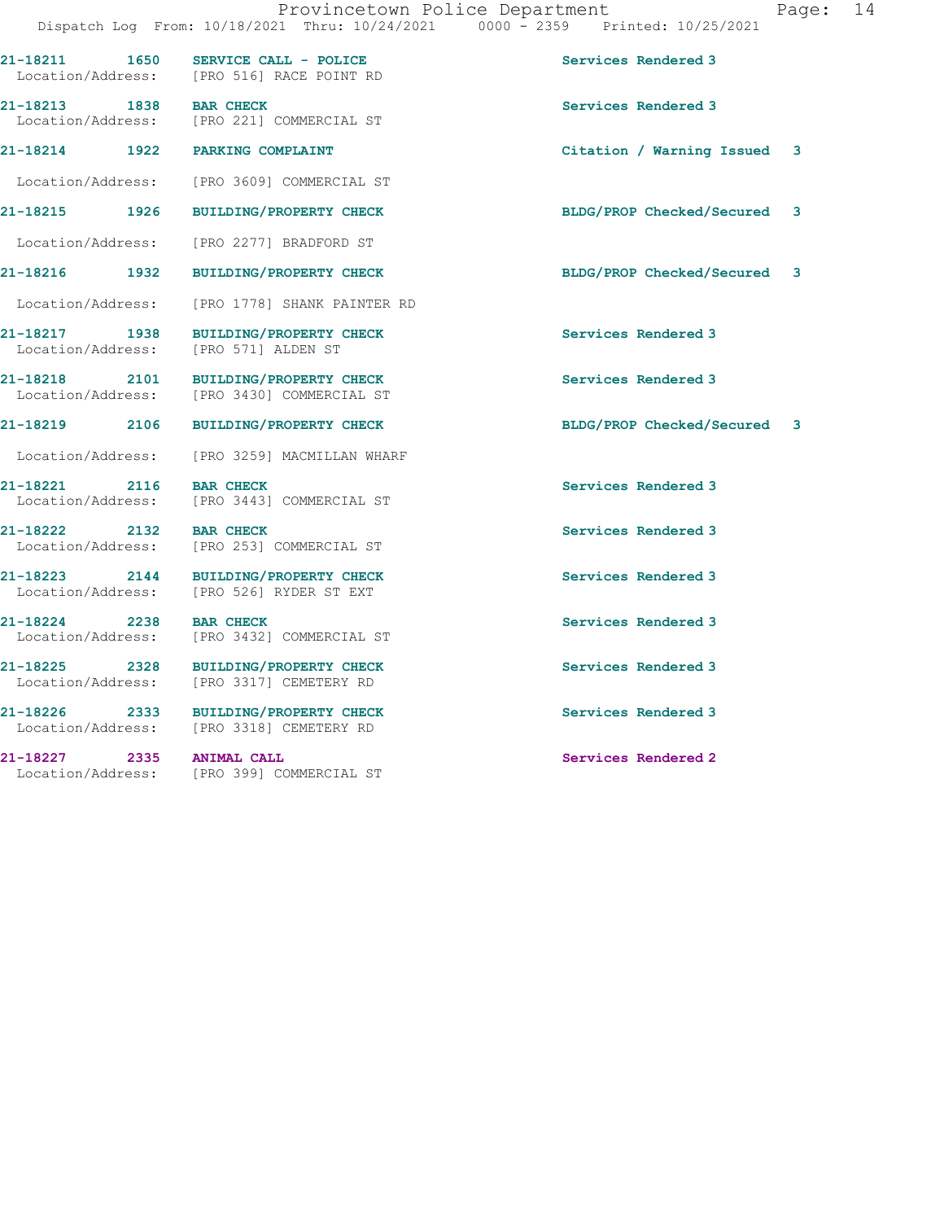21-18211 1650 SERVICE CALL - POLICE Services Rendered 3
Location/Address: [PRO 516] RACE POINT RD

21-18213 1838 BAR CHECK Services Rendered 3
Location/Address: [PRO 221] COMMERCIAL ST

21-18214 1922 PARKING COMPLAINT Citation / Warning Issued 3
Location/Address: [PRO 3609] COMMERCIAL ST

21-18215 1926 BUILDING/PROPERTY CHECK BLDG/PROP Checked/Secured 3
Location/Address: [PRO 2277] BRADFORD ST

21-18216 1932 BUILDING/PROPERTY CHECK BLDG/PROP Checked/Secured 3
Location/Address: [PRO 1778] SHANK PAINTER RD

21-18217 1938 BUILDING/PROPERTY CHECK Services Rendered 3
Location/Address: [PRO 571] ALDEN ST

21-18218 2101 BUILDING/PROPERTY CHECK Services Rendered 3
Location/Address: [PRO 3430] COMMERCIAL ST

21-18219 2106 BUILDING/PROPERTY CHECK BLDG/PROP Checked/Secured 3
Location/Address: [PRO 3259] MACMILLAN WHARF

21-18221 2116 BAR CHECK Services Rendered 3
Location/Address: [PRO 3443] COMMERCIAL ST

21-18222 2132 BAR CHECK Services Rendered 3
Location/Address: [PRO 253] COMMERCIAL ST

21-18223 2144 BUILDING/PROPERTY CHECK Services Rendered 3
Location/Address: [PRO 526] RYDER ST EXT

21-18224 2238 BAR CHECK Services Rendered 3
Location/Address: [PRO 3432] COMMERCIAL ST

21-18225 2328 BUILDING/PROPERTY CHECK Services Rendered 3
Location/Address: [PRO 3317] CEMETERY RD

21-18226 2333 BUILDING/PROPERTY CHECK Services Rendered 3
Location/Address: [PRO 3318] CEMETERY RD

21-18227 2335 ANIMAL CALL Services Rendered 2
Location/Address: [PRO 399] COMMERCIAL ST